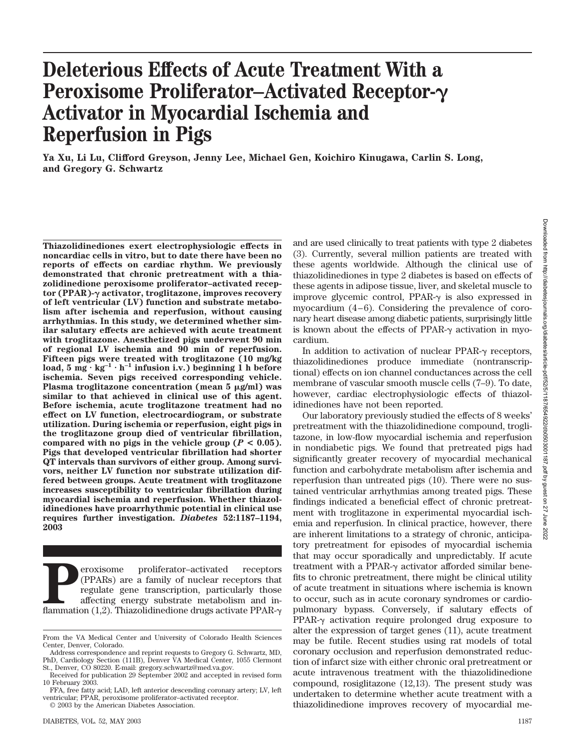# Deleterious Effects of Acute Treatment With a Peroxisome Proliferator–Activated Receptor-γ Activator in Myocardial Ischemia and Reperfusion in Pigs

**Ya Xu, Li Lu, Clifford Greyson, Jenny Lee, Michael Gen, Koichiro Kinugawa, Carlin S. Long, and Gregory G. Schwartz**

**Thiazolidinediones exert electrophysiologic effects in noncardiac cells in vitro, but to date there have been no reports of effects on cardiac rhythm. We previously demonstrated that chronic pretreatment with a thiazolidinedione peroxisome proliferator–activated receptor (PPAR)-γ activator, troglitazone, improves recovery of left ventricular (LV) function and substrate metabolism after ischemia and reperfusion, without causing arrhythmias. In this study, we determined whether similar salutary effects are achieved with acute treatment with troglitazone. Anesthetized pigs underwent 90 min of regional LV ischemia and 90 min of reperfusion. Fifteen pigs were treated with troglitazone (10 mg/kg load, 5 mg · kg$^{-1}$ · h$^{-1}$ infusion i.v.) beginning 1 h before ischemia. Seven pigs received corresponding vehicle. Plasma troglitazone concentration (mean 5 μg/ml) was similar to that achieved in clinical use of this agent. Before ischemia, acute troglitazone treatment had no effect on LV function, electrocardiogram, or substrate utilization. During ischemia or reperfusion, eight pigs in the troglitazone group died of ventricular fibrillation, compared with no pigs in the vehicle group ($P < 0.05$). Pigs that developed ventricular fibrillation had shorter QT intervals than survivors of either group. Among survivors, neither LV function nor substrate utilization differed between groups. Acute treatment with troglitazone increases susceptibility to ventricular fibrillation during myocardial ischemia and reperfusion. Whether thiazolidinediones have proarrhythmic potential in clinical use requires further investigation. *Diabetes* 52:1187–1194, 2003**

Peroxisome proliferator–activated receptors (PPARs) are a family of nuclear receptors that regulate gene transcription, particularly those affecting energy substrate metabolism and inflammation (1,2). Thiazolidinedione drugs activate PPAR-γ and are used clinically to treat patients with type 2 diabetes (3). Currently, several million patients are treated with these agents worldwide. Although the clinical use of thiazolidinediones in type 2 diabetes is based on effects of these agents in adipose tissue, liver, and skeletal muscle to improve glycemic control, PPAR-γ is also expressed in myocardium (4–6). Considering the prevalence of coronary heart disease among diabetic patients, surprisingly little is known about the effects of PPAR-γ activation in myocardium.

In addition to activation of nuclear PPAR-γ receptors, thiazolidinediones produce immediate (nontranscriptional) effects on ion channel conductances across the cell membrane of vascular smooth muscle cells (7–9). To date, however, cardiac electrophysiologic effects of thiazolidinediones have not been reported.

Our laboratory previously studied the effects of 8 weeks' pretreatment with the thiazolidinedione compound, troglitazone, in low-flow myocardial ischemia and reperfusion in nondiabetic pigs. We found that pretreated pigs had significantly greater recovery of myocardial mechanical function and carbohydrate metabolism after ischemia and reperfusion than untreated pigs (10). There were no sustained ventricular arrhythmias among treated pigs. These findings indicated a beneficial effect of chronic pretreatment with troglitazone in experimental myocardial ischemia and reperfusion. In clinical practice, however, there are inherent limitations to a strategy of chronic, anticipatory pretreatment for episodes of myocardial ischemia that may occur sporadically and unpredictably. If acute treatment with a PPAR-γ activator afforded similar benefits to chronic pretreatment, there might be clinical utility of acute treatment in situations where ischemia is known to occur, such as in acute coronary syndromes or cardiopulmonary bypass. Conversely, if salutary effects of PPAR-γ activation require prolonged drug exposure to alter the expression of target genes (11), acute treatment may be futile. Recent studies using rat models of total coronary occlusion and reperfusion demonstrated reduction of infarct size with either chronic oral pretreatment or acute intravenous treatment with the thiazolidinedione compound, rosiglitazone (12,13). The present study was undertaken to determine whether acute treatment with a thiazolidinedione improves recovery of myocardial me-

From the VA Medical Center and University of Colorado Health Sciences Center, Denver, Colorado.

Address correspondence and reprint requests to Gregory G. Schwartz, MD, PhD, Cardiology Section (111B), Denver VA Medical Center, 1055 Clermont St., Denver, CO 80220. E-mail: gregory.schwartz@med.va.gov.

Received for publication 29 September 2002 and accepted in revised form 10 February 2003.

FFA, free fatty acid; LAD, left anterior descending coronary artery; LV, left ventricular; PPAR, peroxisome proliferator–activated receptor.

© 2003 by the American Diabetes Association.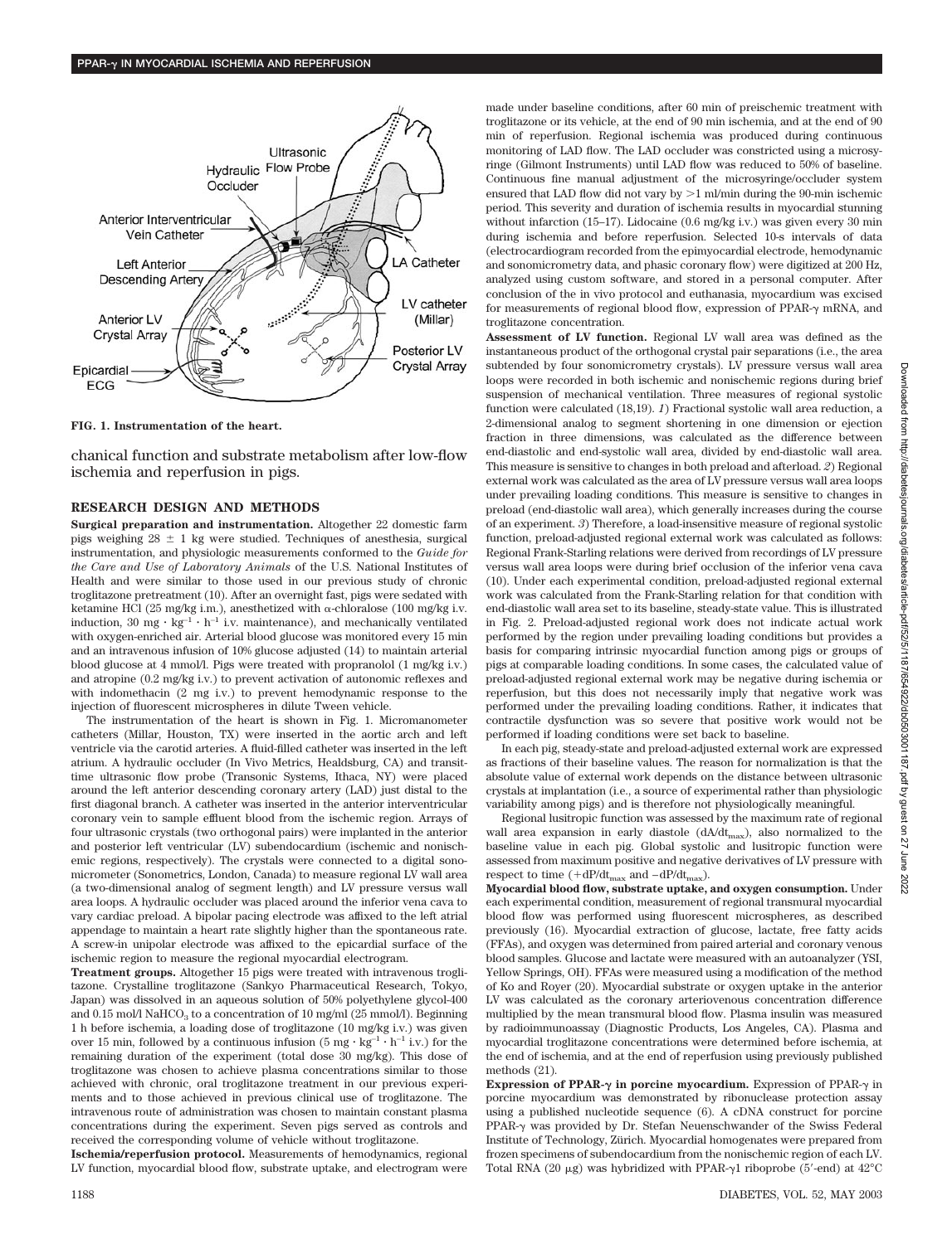Ultrasonic

Hydraulic Flow Probe

Occluder

Anterior Interventricular Vein Catheter

Left Anterior Descending Artery

LA Catheter

LV catheter (Millar)

Anterior LV Crystal Array

Posterior LV Crystal Array

Epicardial ECG

**FIG. 1. Instrumentation of the heart.**

chanical function and substrate metabolism after low-flow ischemia and reperfusion in pigs.

## RESEARCH DESIGN AND METHODS

**Surgical preparation and instrumentation.** Altogether 22 domestic farm pigs weighing 28 ± 1 kg were studied. Techniques of anesthesia, surgical instrumentation, and physiologic measurements conformed to the *Guide for the Care and Use of Laboratory Animals* of the U.S. National Institutes of Health and were similar to those used in our previous study of chronic troglitazone pretreatment (10). After an overnight fast, pigs were sedated with ketamine HCl (25 mg/kg i.m.), anesthetized with α-chloralose (100 mg/kg i.v. induction, 30 mg · kg$^{-1}$ · h$^{-1}$ i.v. maintenance), and mechanically ventilated with oxygen-enriched air. Arterial blood glucose was monitored every 15 min and an intravenous infusion of 10% glucose adjusted (14) to maintain arterial blood glucose at 4 mmol/l. Pigs were treated with propranolol (1 mg/kg i.v.) and atropine (0.2 mg/kg i.v.) to prevent activation of autonomic reflexes and with indomethacin (2 mg i.v.) to prevent hemodynamic response to the injection of fluorescent microspheres in dilute Tween vehicle.

The instrumentation of the heart is shown in Fig. 1. Micromanometer catheters (Millar, Houston, TX) were inserted in the aortic arch and left ventricle via the carotid arteries. A fluid-filled catheter was inserted in the left atrium. A hydraulic occluder (In Vivo Metrics, Healdsburg, CA) and transit-time ultrasonic flow probe (Transonic Systems, Ithaca, NY) were placed around the left anterior descending coronary artery (LAD) just distal to the first diagonal branch. A catheter was inserted in the anterior interventricular coronary vein to sample effluent blood from the ischemic region. Arrays of four ultrasonic crystals (two orthogonal pairs) were implanted in the anterior and posterior left ventricular (LV) subendocardium (ischemic and nonischemic regions, respectively). The crystals were connected to a digital sonomicrometer (Sonometrics, London, Canada) to measure regional LV wall area (a two-dimensional analog of segment length) and LV pressure versus wall area loops. A hydraulic occluder was placed around the inferior vena cava to vary cardiac preload. A bipolar pacing electrode was affixed to the left atrial appendage to maintain a heart rate slightly higher than the spontaneous rate. A screw-in unipolar electrode was affixed to the epicardial surface of the ischemic region to measure the regional myocardial electrogram.

**Treatment groups.** Altogether 15 pigs were treated with intravenous troglitazone. Crystalline troglitazone (Sankyo Pharmaceutical Research, Tokyo, Japan) was dissolved in an aqueous solution of 50% polyethylene glycol-400 and 0.15 mol/l $NaHCO_3$ to a concentration of 10 mg/ml (25 mmol/l). Beginning 1 h before ischemia, a loading dose of troglitazone (10 mg/kg i.v.) was given over 15 min, followed by a continuous infusion (5 mg · kg$^{-1}$ · h$^{-1}$ i.v.) for the remaining duration of the experiment (total dose 30 mg/kg). This dose of troglitazone was chosen to achieve plasma concentrations similar to those achieved with chronic, oral troglitazone treatment in our previous experiments and to those achieved in previous clinical use of troglitazone. The intravenous route of administration was chosen to maintain constant plasma concentrations during the experiment. Seven pigs served as controls and received the corresponding volume of vehicle without troglitazone.

**Ischemia/reperfusion protocol.** Measurements of hemodynamics, regional LV function, myocardial blood flow, substrate uptake, and electrogram were made under baseline conditions, after 60 min of preischemic treatment with troglitazone or its vehicle, at the end of 90 min ischemia, and at the end of 90 min of reperfusion. Regional ischemia was produced during continuous monitoring of LAD flow. The LAD occluder was constricted using a microsyringe (Gilmont Instruments) until LAD flow was reduced to 50% of baseline. Continuous fine manual adjustment of the microsyringe/occluder system ensured that LAD flow did not vary by >1 ml/min during the 90-min ischemic period. This severity and duration of ischemia results in myocardial stunning without infarction (15–17). Lidocaine (0.6 mg/kg i.v.) was given every 30 min during ischemia and before reperfusion. Selected 10-s intervals of data (electrocardiogram recorded from the epimyocardial electrode, hemodynamic and sonomicrometry data, and phasic coronary flow) were digitized at 200 Hz, analyzed using custom software, and stored in a personal computer. After conclusion of the in vivo protocol and euthanasia, myocardium was excised for measurements of regional blood flow, expression of PPAR-γ mRNA, and troglitazone concentration.

**Assessment of LV function.** Regional LV wall area was defined as the instantaneous product of the orthogonal crystal pair separations (i.e., the area subtended by four sonomicrometry crystals). LV pressure versus wall area loops were recorded in both ischemic and nonischemic regions during brief suspension of mechanical ventilation. Three measures of regional systolic function were calculated (18,19). *1*) Fractional systolic wall area reduction, a 2-dimensional analog to segment shortening in one dimension or ejection fraction in three dimensions, was calculated as the difference between end-diastolic and end-systolic wall area, divided by end-diastolic wall area. This measure is sensitive to changes in both preload and afterload. *2*) Regional external work was calculated as the area of LV pressure versus wall area loops under prevailing loading conditions. This measure is sensitive to changes in preload (end-diastolic wall area), which generally increases during the course of an experiment. *3*) Therefore, a load-insensitive measure of regional systolic function, preload-adjusted regional external work was calculated as follows: Regional Frank-Starling relations were derived from recordings of LV pressure versus wall area loops were during brief occlusion of the inferior vena cava (10). Under each experimental condition, preload-adjusted regional external work was calculated from the Frank-Starling relation for that condition with end-diastolic wall area set to its baseline, steady-state value. This is illustrated in Fig. 2. Preload-adjusted regional work does not indicate actual work performed by the region under prevailing loading conditions but provides a basis for comparing intrinsic myocardial function among pigs or groups of pigs at comparable loading conditions. In some cases, the calculated value of preload-adjusted regional external work may be negative during ischemia or reperfusion, but this does not necessarily imply that negative work was performed under the prevailing loading conditions. Rather, it indicates that contractile dysfunction was so severe that positive work would not be performed if loading conditions were set back to baseline.

In each pig, steady-state and preload-adjusted external work are expressed as fractions of their baseline values. The reason for normalization is that the absolute value of external work depends on the distance between ultrasonic crystals at implantation (i.e., a source of experimental rather than physiologic variability among pigs) and is therefore not physiologically meaningful.

Regional lusitropic function was assessed by the maximum rate of regional wall area expansion in early diastole ($dA/dt_{max}$), also normalized to the baseline value in each pig. Global systolic and lusitropic function were assessed from maximum positive and negative derivatives of LV pressure with respect to time ($+dP/dt_{max}$ and $-dP/dt_{max}$).

**Myocardial blood flow, substrate uptake, and oxygen consumption.** Under each experimental condition, measurement of regional transmural myocardial blood flow was performed using fluorescent microspheres, as described previously (16). Myocardial extraction of glucose, lactate, free fatty acids (FFAs), and oxygen was determined from paired arterial and coronary venous blood samples. Glucose and lactate were measured with an autoanalyzer (YSI, Yellow Springs, OH). FFAs were measured using a modification of the method of Ko and Royer (20). Myocardial substrate or oxygen uptake in the anterior LV was calculated as the coronary arteriovenous concentration difference multiplied by the mean transmural blood flow. Plasma insulin was measured by radioimmunoassay (Diagnostic Products, Los Angeles, CA). Plasma and myocardial troglitazone concentrations were determined before ischemia, at the end of ischemia, and at the end of reperfusion using previously published methods (21).

**Expression of PPAR-γ in porcine myocardium.** Expression of PPAR-γ in porcine myocardium was demonstrated by ribonuclease protection assay using a published nucleotide sequence (6). A cDNA construct for porcine PPAR-γ was provided by Dr. Stefan Neuenschwander of the Swiss Federal Institute of Technology, Zürich. Myocardial homogenates were prepared from frozen specimens of subendocardium from the nonischemic region of each LV. Total RNA (20 μg) was hybridized with PPAR-γ1 riboprobe (5′-end) at 42°C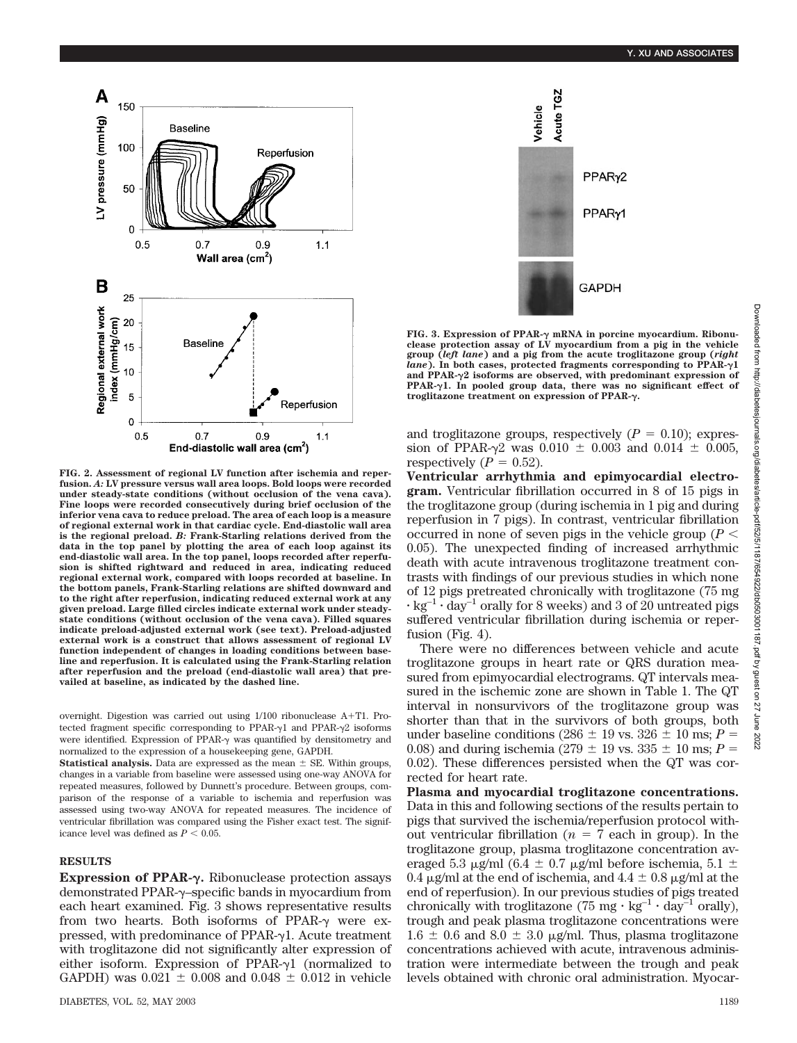FIG. 2. Assessment of regional LV function after ischemia and reperfusion. *A:* LV pressure versus wall area loops. Bold loops were recorded under steady-state conditions (without occlusion of the vena cava). Fine loops were recorded consecutively during brief occlusion of the inferior vena cava to reduce preload. The area of each loop is a measure of regional external work in that cardiac cycle. End-diastolic wall area is the regional preload. *B:* Frank-Starling relations derived from the data in the top panel by plotting the area of each loop against its end-diastolic wall area. In the top panel, loops recorded after reperfusion is shifted rightward and reduced in area, indicating reduced regional external work, compared with loops recorded at baseline. In the bottom panels, Frank-Starling relations are shifted downward and to the right after reperfusion, indicating reduced external work at any given preload. Large filled circles indicate external work under steady-state conditions (without occlusion of the vena cava). Filled squares indicate preload-adjusted external work (see text). Preload-adjusted external work is a construct that allows assessment of regional LV function independent of changes in loading conditions between baseline and reperfusion. It is calculated using the Frank-Starling relation after reperfusion and the preload (end-diastolic wall area) that prevailed at baseline, as indicated by the dashed line.

overnight. Digestion was carried out using 1/100 ribonuclease A+T1. Protected fragment specific corresponding to PPAR-γ1 and PPAR-γ2 isoforms were identified. Expression of PPAR-γ was quantified by densitometry and normalized to the expression of a housekeeping gene, GAPDH.

**Statistical analysis.** Data are expressed as the mean ± SE. Within groups, changes in a variable from baseline were assessed using one-way ANOVA for repeated measures, followed by Dunnett's procedure. Between groups, comparison of the response of a variable to ischemia and reperfusion was assessed using two-way ANOVA for repeated measures. The incidence of ventricular fibrillation was compared using the Fisher exact test. The significance level was defined as $P < 0.05$.

## RESULTS

**Expression of PPAR-γ.** Ribonuclease protection assays demonstrated PPAR-γ–specific bands in myocardium from each heart examined. Fig. 3 shows representative results from two hearts. Both isoforms of PPAR-γ were expressed, with predominance of PPAR-γ1. Acute treatment with troglitazone did not significantly alter expression of either isoform. Expression of PPAR-γ1 (normalized to GAPDH) was 0.021 ± 0.008 and 0.048 ± 0.012 in vehicle and troglitazone groups, respectively ($P = 0.10$); expression of PPAR-γ2 was 0.010 ± 0.003 and 0.014 ± 0.005, respectively ($P = 0.52$).

FIG. 3. Expression of PPAR-γ mRNA in porcine myocardium. Ribonuclease protection assay of LV myocardium from a pig in the vehicle group (*left lane*) and a pig from the acute troglitazone group (*right lane*). In both cases, protected fragments corresponding to PPAR-γ1 and PPAR-γ2 isoforms are observed, with predominant expression of PPAR-γ1. In pooled group data, there was no significant effect of troglitazone treatment on expression of PPAR-γ.

**Ventricular arrhythmia and epimyocardial electrogram.** Ventricular fibrillation occurred in 8 of 15 pigs in the troglitazone group (during ischemia in 1 pig and during reperfusion in 7 pigs). In contrast, ventricular fibrillation occurred in none of seven pigs in the vehicle group ($P < 0.05$). The unexpected finding of increased arrhythmic death with acute intravenous troglitazone treatment contrasts with findings of our previous studies in which none of 12 pigs pretreated chronically with troglitazone (75 mg $\cdot$ kg$^{-1}$ $\cdot$ day$^{-1}$ orally for 8 weeks) and 3 of 20 untreated pigs suffered ventricular fibrillation during ischemia or reperfusion (Fig. 4).

There were no differences between vehicle and acute troglitazone groups in heart rate or QRS duration measured from epimyocardial electrograms. QT intervals measured in the ischemic zone are shown in Table 1. The QT interval in nonsurvivors of the troglitazone group was shorter than that in the survivors of both groups, both under baseline conditions (286 ± 19 vs. 326 ± 10 ms; $P = 0.08$) and during ischemia (279 ± 19 vs. 335 ± 10 ms; $P = 0.02$). These differences persisted when the QT was corrected for heart rate.

**Plasma and myocardial troglitazone concentrations.** Data in this and following sections of the results pertain to pigs that survived the ischemia/reperfusion protocol without ventricular fibrillation ($n = 7$ each in group). In the troglitazone group, plasma troglitazone concentration averaged 5.3 μg/ml (6.4 ± 0.7 μg/ml before ischemia, 5.1 ± 0.4 μg/ml at the end of ischemia, and 4.4 ± 0.8 μg/ml at the end of reperfusion). In our previous studies of pigs treated chronically with troglitazone (75 mg $\cdot$ kg$^{-1}$ $\cdot$ day$^{-1}$ orally), trough and peak plasma troglitazone concentrations were 1.6 ± 0.6 and 8.0 ± 3.0 μg/ml. Thus, plasma troglitazone concentrations achieved with acute, intravenous administration were intermediate between the trough and peak levels obtained with chronic oral administration. Myocar-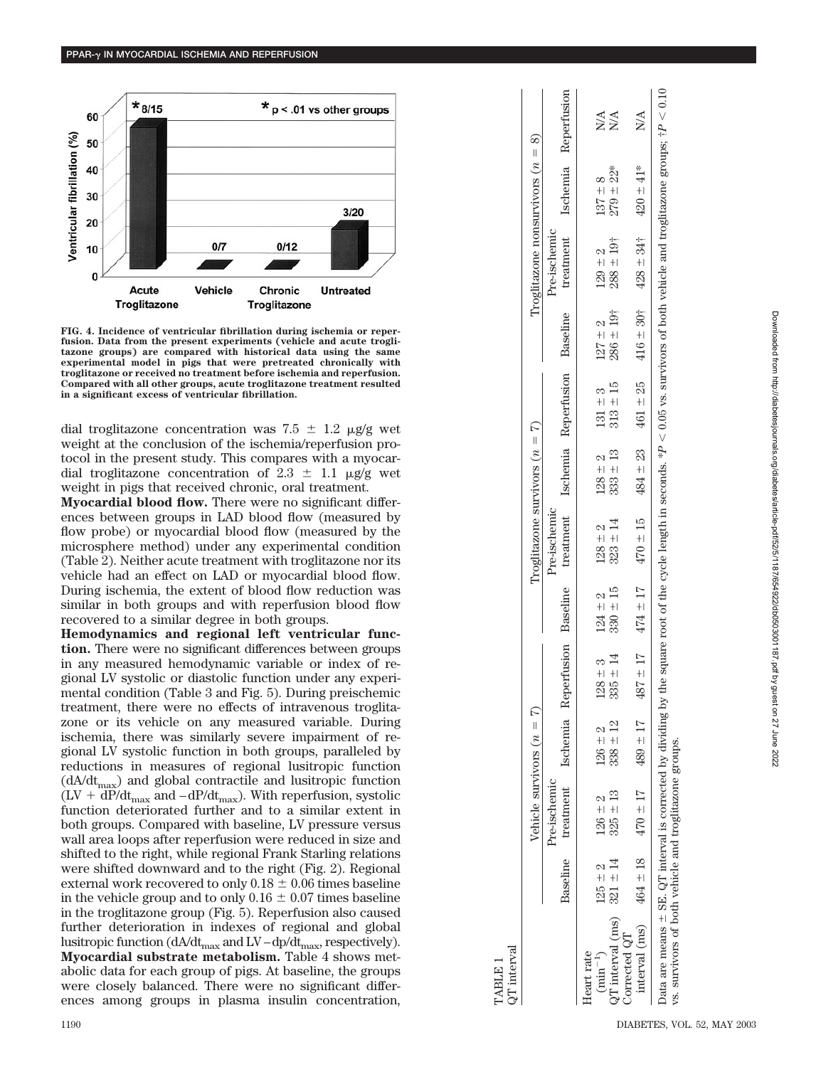FIG. 4. Incidence of ventricular fibrillation during ischemia or reperfusion. Data from the present experiments (vehicle and acute troglitazone groups) are compared with historical data using the same experimental model in pigs that were pretreated chronically with troglitazone or received no treatment before ischemia and reperfusion. Compared with all other groups, acute troglitazone treatment resulted in a significant excess of ventricular fibrillation.

dial troglitazone concentration was 7.5 ± 1.2 μg/g wet weight at the conclusion of the ischemia/reperfusion protocol in the present study. This compares with a myocardial troglitazone concentration of 2.3 ± 1.1 μg/g wet weight in pigs that received chronic, oral treatment.

**Myocardial blood flow.** There were no significant differences between groups in LAD blood flow (measured by flow probe) or myocardial blood flow (measured by the microsphere method) under any experimental condition (Table 2). Neither acute treatment with troglitazone nor its vehicle had an effect on LAD or myocardial blood flow. During ischemia, the extent of blood flow reduction was similar in both groups and with reperfusion blood flow recovered to a similar degree in both groups.

**Hemodynamics and regional left ventricular function.** There were no significant differences between groups in any measured hemodynamic variable or index of regional LV systolic or diastolic function under any experimental condition (Table 3 and Fig. 5). During preischemic treatment, there were no effects of intravenous troglitazone or its vehicle on any measured variable. During ischemia, there was similarly severe impairment of regional LV systolic function in both groups, paralleled by reductions in measures of regional lusitropic function ($dA/dt_{max}$) and global contractile and lusitropic function ($LV + dP/dt_{max}$ and $-dP/dt_{max}$). With reperfusion, systolic function deteriorated further and to a similar extent in both groups. Compared with baseline, LV pressure versus wall area loops after reperfusion were reduced in size and shifted to the right, while regional Frank Starling relations were shifted downward and to the right (Fig. 2). Regional external work recovered to only 0.18 ± 0.06 times baseline in the vehicle group and to only 0.16 ± 0.07 times baseline in the troglitazone group (Fig. 5). Reperfusion also caused further deterioration in indexes of regional and global lusitropic function ($dA/dt_{max}$ and $LV - dp/dt_{max}$, respectively).

**Myocardial substrate metabolism.** Table 4 shows metabolic data for each group of pigs. At baseline, the groups were closely balanced. There were no significant differences among groups in plasma insulin concentration,

TABLE 1
QT interval

| | Vehicle survivors ($n$ = 7) | | | | Troglitazone survivors ($n$ = 7) | | | | Troglitazone nonsurvivors ($n$ = 8) | | | |
|---|---|---|---|---|---|---|---|---|---|---|---|---|
| | Baseline | Pre-ischemic treatment | Ischemia | Reperfusion | Baseline | Pre-ischemic treatment | Ischemia | Reperfusion | Baseline | Pre-ischemic treatment | Ischemia | Reperfusion |
| Heart rate ($min^{-1}$) | 125 ± 2 | 126 ± 2 | 126 ± 2 | 128 ± 3 | 124 ± 2 | 128 ± 2 | 128 ± 2 | 131 ± 3 | 127 ± 2 | 129 ± 2 | 137 ± 8 | N/A |
| QT interval (ms) | 321 ± 14 | 325 ± 13 | 338 ± 12 | 335 ± 14 | 330 ± 15 | 323 ± 14 | 333 ± 13 | 313 ± 15 | 286 ± 19† | 288 ± 19† | 279 ± 22* | N/A |
| Corrected QT interval (ms) | 464 ± 18 | 470 ± 17 | 489 ± 17 | 487 ± 17 | 474 ± 17 | 470 ± 15 | 484 ± 23 | 461 ± 25 | 416 ± 30† | 428 ± 34† | 420 ± 41* | N/A |

Data are means ± SE. QT interval is corrected by dividing by the square root of the cycle length in seconds. *$P < 0.05$ vs. survivors of both vehicle and troglitazone groups; †$P < 0.10$ vs. survivors of both vehicle and troglitazone groups.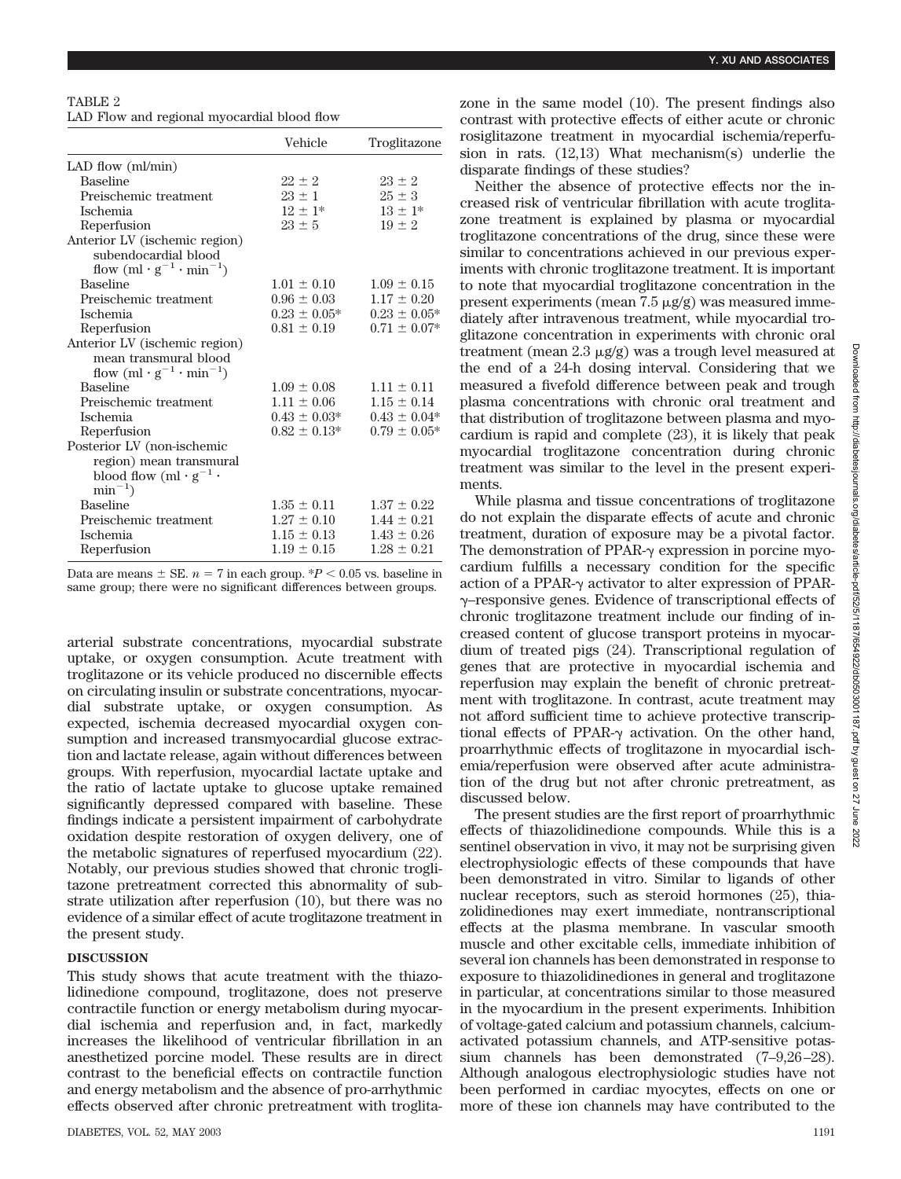TABLE 2
LAD Flow and regional myocardial blood flow

| | Vehicle | Troglitazone |
|---|---|---|
| LAD flow (ml/min) | | |
| Baseline | 22 ± 2 | 23 ± 2 |
| Preischemic treatment | 23 ± 1 | 25 ± 3 |
| Ischemia | 12 ± 1* | 13 ± 1* |
| Reperfusion | 23 ± 5 | 19 ± 2 |
| Anterior LV (ischemic region) subendocardial blood flow ($ml \cdot g^{-1} \cdot min^{-1}$) | | |
| Baseline | 1.01 ± 0.10 | 1.09 ± 0.15 |
| Preischemic treatment | 0.96 ± 0.03 | 1.17 ± 0.20 |
| Ischemia | 0.23 ± 0.05* | 0.23 ± 0.05* |
| Reperfusion | 0.81 ± 0.19 | 0.71 ± 0.07* |
| Anterior LV (ischemic region) mean transmural blood flow ($ml \cdot g^{-1} \cdot min^{-1}$) | | |
| Baseline | 1.09 ± 0.08 | 1.11 ± 0.11 |
| Preischemic treatment | 1.11 ± 0.06 | 1.15 ± 0.14 |
| Ischemia | 0.43 ± 0.03* | 0.43 ± 0.04* |
| Reperfusion | 0.82 ± 0.13* | 0.79 ± 0.05* |
| Posterior LV (non-ischemic region) mean transmural blood flow ($ml \cdot g^{-1} \cdot min^{-1}$) | | |
| Baseline | 1.35 ± 0.11 | 1.37 ± 0.22 |
| Preischemic treatment | 1.27 ± 0.10 | 1.44 ± 0.21 |
| Ischemia | 1.15 ± 0.13 | 1.43 ± 0.26 |
| Reperfusion | 1.19 ± 0.15 | 1.28 ± 0.21 |

Data are means ± SE. $n = 7$ in each group. *$P < 0.05$ vs. baseline in same group; there were no significant differences between groups.

arterial substrate concentrations, myocardial substrate uptake, or oxygen consumption. Acute treatment with troglitazone or its vehicle produced no discernible effects on circulating insulin or substrate concentrations, myocardial substrate uptake, or oxygen consumption. As expected, ischemia decreased myocardial oxygen consumption and increased transmyocardial glucose extraction and lactate release, again without differences between groups. With reperfusion, myocardial lactate uptake and the ratio of lactate uptake to glucose uptake remained significantly depressed compared with baseline. These findings indicate a persistent impairment of carbohydrate oxidation despite restoration of oxygen delivery, one of the metabolic signatures of reperfused myocardium (22). Notably, our previous studies showed that chronic troglitazone pretreatment corrected this abnormality of substrate utilization after reperfusion (10), but there was no evidence of a similar effect of acute troglitazone treatment in the present study.

## DISCUSSION

This study shows that acute treatment with the thiazolidinedione compound, troglitazone, does not preserve contractile function or energy metabolism during myocardial ischemia and reperfusion and, in fact, markedly increases the likelihood of ventricular fibrillation in an anesthetized porcine model. These results are in direct contrast to the beneficial effects on contractile function and energy metabolism and the absence of pro-arrhythmic effects observed after chronic pretreatment with troglitazone in the same model (10). The present findings also contrast with protective effects of either acute or chronic rosiglitazone treatment in myocardial ischemia/reperfusion in rats. (12,13) What mechanism(s) underlie the disparate findings of these studies?

Neither the absence of protective effects nor the increased risk of ventricular fibrillation with acute troglitazone treatment is explained by plasma or myocardial troglitazone concentrations of the drug, since these were similar to concentrations achieved in our previous experiments with chronic troglitazone treatment. It is important to note that myocardial troglitazone concentration in the present experiments (mean 7.5 μg/g) was measured immediately after intravenous treatment, while myocardial troglitazone concentration in experiments with chronic oral treatment (mean 2.3 μg/g) was a trough level measured at the end of a 24-h dosing interval. Considering that we measured a fivefold difference between peak and trough plasma concentrations with chronic oral treatment and that distribution of troglitazone between plasma and myocardium is rapid and complete (23), it is likely that peak myocardial troglitazone concentration during chronic treatment was similar to the level in the present experiments.

While plasma and tissue concentrations of troglitazone do not explain the disparate effects of acute and chronic treatment, duration of exposure may be a pivotal factor. The demonstration of PPAR-γ expression in porcine myocardium fulfills a necessary condition for the specific action of a PPAR-γ activator to alter expression of PPAR-γ–responsive genes. Evidence of transcriptional effects of chronic troglitazone treatment include our finding of increased content of glucose transport proteins in myocardium of treated pigs (24). Transcriptional regulation of genes that are protective in myocardial ischemia and reperfusion may explain the benefit of chronic pretreatment with troglitazone. In contrast, acute treatment may not afford sufficient time to achieve protective transcriptional effects of PPAR-γ activation. On the other hand, proarrhythmic effects of troglitazone in myocardial ischemia/reperfusion were observed after acute administration of the drug but not after chronic pretreatment, as discussed below.

The present studies are the first report of proarrhythmic effects of thiazolidinedione compounds. While this is a sentinel observation in vivo, it may not be surprising given electrophysiologic effects of these compounds that have been demonstrated in vitro. Similar to ligands of other nuclear receptors, such as steroid hormones (25), thiazolidinediones may exert immediate, nontranscriptional effects at the plasma membrane. In vascular smooth muscle and other excitable cells, immediate inhibition of several ion channels has been demonstrated in response to exposure to thiazolidinediones in general and troglitazone in particular, at concentrations similar to those measured in the myocardium in the present experiments. Inhibition of voltage-gated calcium and potassium channels, calcium-activated potassium channels, and ATP-sensitive potassium channels has been demonstrated (7–9,26–28). Although analogous electrophysiologic studies have not been performed in cardiac myocytes, effects on one or more of these ion channels may have contributed to the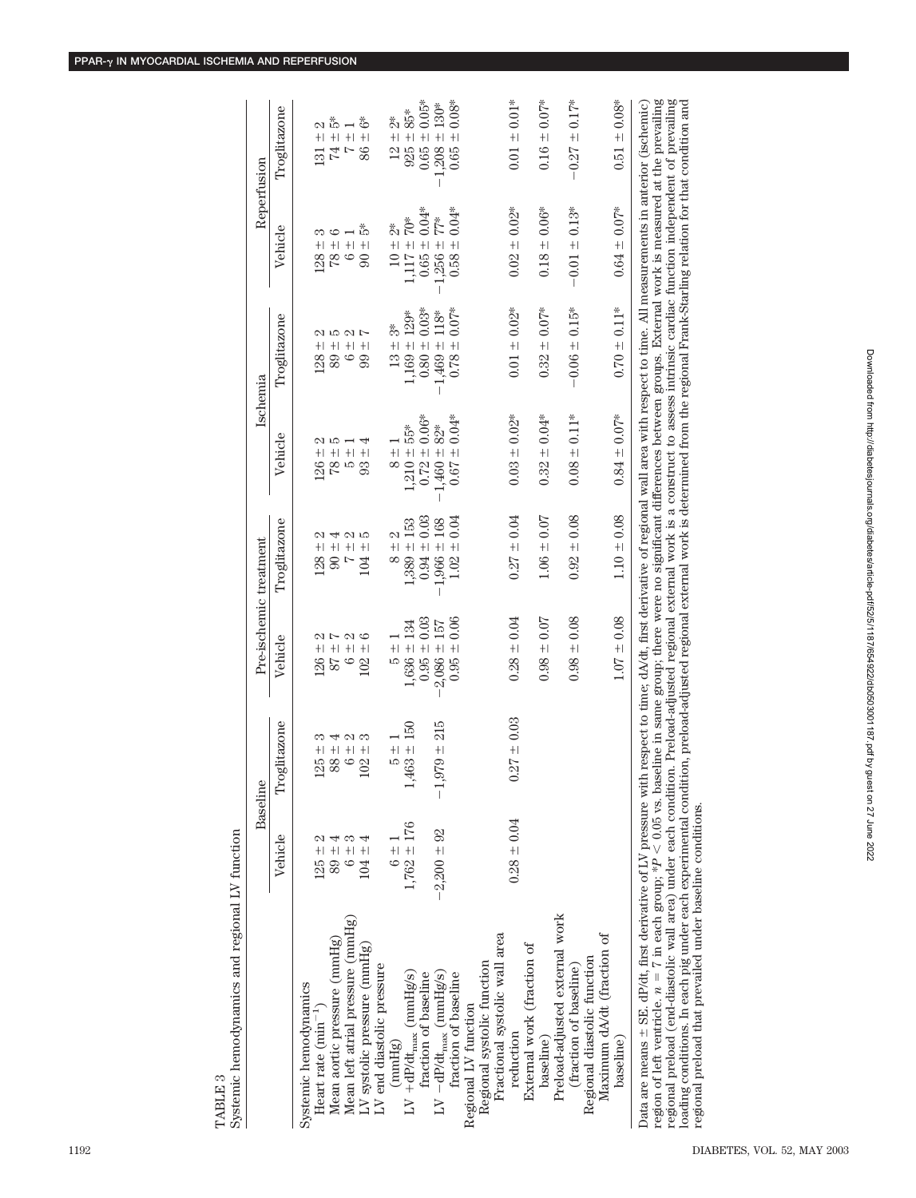TABLE 3
Systemic hemodynamics and regional LV function

| | Baseline | | Pre-ischemic treatment | | Ischemia | | Reperfusion | |
|---|---|---|---|---|---|---|---|---|
| | Vehicle | Troglitazone | Vehicle | Troglitazone | Vehicle | Troglitazone | Vehicle | Troglitazone |
| Systemic hemodynamics | | | | | | | | |
| Heart rate ($min^{-1}$) | 125 ± 2 | 125 ± 3 | 126 ± 2 | 128 ± 2 | 126 ± 2 | 128 ± 2 | 128 ± 3 | 131 ± 2 |
| Mean aortic pressure (mmHg) | 89 ± 4 | 88 ± 4 | 87 ± 7 | 90 ± 4 | 78 ± 5 | 89 ± 5 | 78 ± 6 | 74 ± 5* |
| Mean left atrial pressure (mmHg) | 6 ± 3 | 6 ± 2 | 6 ± 2 | 7 ± 2 | 5 ± 1 | 6 ± 2 | 6 ± 1 | 7 ± 1 |
| LV systolic pressure (mmHg) | 104 ± 4 | 102 ± 3 | 102 ± 6 | 104 ± 5 | 93 ± 4 | 99 ± 7 | 90 ± 5* | 86 ± 6* |
| LV end diastolic pressure (mmHg) | 6 ± 1 | 5 ± 1 | 5 ± 1 | 8 ± 2 | 8 ± 1 | 13 ± 3* | 10 ± 2* | 12 ± 2* |
| LV $+dP/dt_{max}$ (mmHg/s) | 1,762 ± 176 | 1,463 ± 150 | 1,636 ± 134 | 1,389 ± 153 | 1,210 ± 55* | 1,169 ± 129* | 1,117 ± 70* | 925 ± 85* |
| fraction of baseline | | | 0.95 ± 0.03 | 0.94 ± 0.03 | 0.72 ± 0.06* | 0.80 ± 0.03* | 0.65 ± 0.04* | 0.65 ± 0.05* |
| LV $-dP/dt_{max}$ (mmHg/s) | −2,200 ± 92 | −1,979 ± 215 | −2,086 ± 157 | −1,966 ± 168 | −1,460 ± 82* | −1,469 ± 118* | −1,256 ± 77* | −1,208 ± 130* |
| fraction of baseline | | | 0.95 ± 0.06 | 1.02 ± 0.04 | 0.67 ± 0.04* | 0.78 ± 0.07* | 0.58 ± 0.04* | 0.65 ± 0.08* |
| Regional LV function | | | | | | | | |
| Regional systolic function | | | | | | | | |
| Fractional systolic wall area reduction | 0.28 ± 0.04 | 0.27 ± 0.03 | 0.28 ± 0.04 | 0.27 ± 0.04 | 0.03 ± 0.02* | 0.01 ± 0.02* | 0.02 ± 0.02* | 0.01 ± 0.01* |
| External work (fraction of baseline) | | | 0.98 ± 0.07 | 1.06 ± 0.07 | 0.32 ± 0.04* | 0.32 ± 0.07* | 0.18 ± 0.06* | 0.16 ± 0.07* |
| Preload-adjusted external work (fraction of baseline) | | | 0.98 ± 0.08 | 0.92 ± 0.08 | 0.08 ± 0.11* | −0.06 ± 0.15* | −0.01 ± 0.13* | −0.27 ± 0.17* |
| Regional diastolic function | | | | | | | | |
| Maximum dA/dt (fraction of baseline) | | | 1.07 ± 0.08 | 1.10 ± 0.08 | 0.84 ± 0.07* | 0.70 ± 0.11* | 0.64 ± 0.07* | 0.51 ± 0.08* |

Data are means ± SE. dP/dt, first derivative of LV pressure with respect to time; dA/dt, first derivative of regional wall area with respect to time. All measurements in anterior (ischemic) region of left ventricle. $n = 7$ in each group; $*P < 0.05$ vs. baseline in same group; there were no significant differences between groups. External work is measured at the prevailing regional preload (end-diastolic wall area) under each condition. Preload-adjusted regional external work is a construct to assess intrinsic cardiac function independent of prevailing loading conditions. In each pig under each experimental condition, preload-adjusted regional external work is determined from the regional Frank-Starling relation for that condition and regional preload that prevailed under baseline conditions.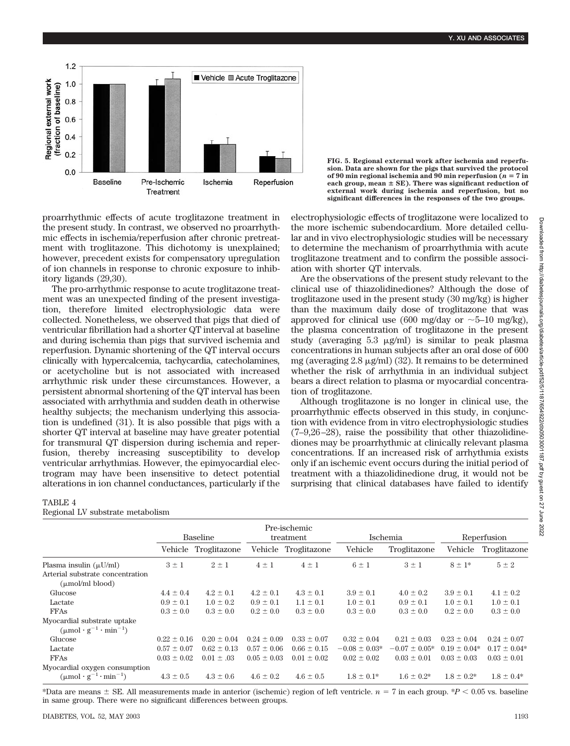FIG. 5. Regional external work after ischemia and reperfusion. Data are shown for the pigs that survived the protocol of 90 min regional ischemia and 90 min reperfusion ($n = 7$ in each group, mean ± SE). There was significant reduction of external work during ischemia and reperfusion, but no significant differences in the responses of the two groups.

proarrhythmic effects of acute troglitazone treatment in the present study. In contrast, we observed no proarrhythmic effects in ischemia/reperfusion after chronic pretreatment with troglitazone. This dichotomy is unexplained; however, precedent exists for compensatory upregulation of ion channels in response to chronic exposure to inhibitory ligands (29,30).

The pro-arrhythmic response to acute troglitazone treatment was an unexpected finding of the present investigation, therefore limited electrophysiologic data were collected. Nonetheless, we observed that pigs that died of ventricular fibrillation had a shorter QT interval at baseline and during ischemia than pigs that survived ischemia and reperfusion. Dynamic shortening of the QT interval occurs clinically with hypercalcemia, tachycardia, catecholamines, or acetycholine but is not associated with increased arrhythmic risk under these circumstances. However, a persistent abnormal shortening of the QT interval has been associated with arrhythmia and sudden death in otherwise healthy subjects; the mechanism underlying this association is undefined (31). It is also possible that pigs with a shorter QT interval at baseline may have greater potential for transmural QT dispersion during ischemia and reperfusion, thereby increasing susceptibility to develop ventricular arrhythmias. However, the epimyocardial electrogram may have been insensitive to detect potential alterations in ion channel conductances, particularly if the electrophysiologic effects of troglitazone were localized to the more ischemic subendocardium. More detailed cellular and in vivo electrophysiologic studies will be necessary to determine the mechanism of proarrhythmia with acute troglitazone treatment and to confirm the possible association with shorter QT intervals.

Are the observations of the present study relevant to the clinical use of thiazolidinediones? Although the dose of troglitazone used in the present study (30 mg/kg) is higher than the maximum daily dose of troglitazone that was approved for clinical use (600 mg/day or ~5–10 mg/kg), the plasma concentration of troglitazone in the present study (averaging 5.3 μg/ml) is similar to peak plasma concentrations in human subjects after an oral dose of 600 mg (averaging 2.8 μg/ml) (32). It remains to be determined whether the risk of arrhythmia in an individual subject bears a direct relation to plasma or myocardial concentration of troglitazone.

Although troglitazone is no longer in clinical use, the proarrhythmic effects observed in this study, in conjunction with evidence from in vitro electrophysiologic studies (7–9,26–28), raise the possibility that other thiazolidinediones may be proarrhythmic at clinically relevant plasma concentrations. If an increased risk of arrhythmia exists only if an ischemic event occurs during the initial period of treatment with a thiazolidinedione drug, it would not be surprising that clinical databases have failed to identify

TABLE 4
Regional LV substrate metabolism

| | Baseline | | Pre-ischemic treatment | | Ischemia | | Reperfusion | |
|---|---|---|---|---|---|---|---|---|
| | Vehicle | Troglitazone | Vehicle | Troglitazone | Vehicle | Troglitazone | Vehicle | Troglitazone |
| Plasma insulin (μU/ml) | 3 ± 1 | 2 ± 1 | 4 ± 1 | 4 ± 1 | 6 ± 1 | 3 ± 1 | 8 ± 1* | 5 ± 2 |
| Arterial substrate concentration (μmol/ml blood) | | | | | | | | |
| Glucose | 4.4 ± 0.4 | 4.2 ± 0.1 | 4.2 ± 0.1 | 4.3 ± 0.1 | 3.9 ± 0.1 | 4.0 ± 0.2 | 3.9 ± 0.1 | 4.1 ± 0.2 |
| Lactate | 0.9 ± 0.1 | 1.0 ± 0.2 | 0.9 ± 0.1 | 1.1 ± 0.1 | 1.0 ± 0.1 | 0.9 ± 0.1 | 1.0 ± 0.1 | 1.0 ± 0.1 |
| FFAs | 0.3 ± 0.0 | 0.3 ± 0.0 | 0.2 ± 0.0 | 0.3 ± 0.0 | 0.3 ± 0.0 | 0.3 ± 0.0 | 0.2 ± 0.0 | 0.3 ± 0.0 |
| Myocardial substrate uptake ($\mu mol \cdot g^{-1} \cdot min^{-1}$) | | | | | | | | |
| Glucose | 0.22 ± 0.16 | 0.20 ± 0.04 | 0.24 ± 0.09 | 0.33 ± 0.07 | 0.32 ± 0.04 | 0.21 ± 0.03 | 0.23 ± 0.04 | 0.24 ± 0.07 |
| Lactate | 0.57 ± 0.07 | 0.62 ± 0.13 | 0.57 ± 0.06 | 0.66 ± 0.15 | −0.08 ± 0.03* | −0.07 ± 0.05* | 0.19 ± 0.04* | 0.17 ± 0.04* |
| FFAs | 0.03 ± 0.02 | 0.01 ± .03 | 0.05 ± 0.03 | 0.01 ± 0.02 | 0.02 ± 0.02 | 0.03 ± 0.01 | 0.03 ± 0.03 | 0.03 ± 0.01 |
| Myocardial oxygen consumption ($\mu mol \cdot g^{-1} \cdot min^{-1}$) | 4.3 ± 0.5 | 4.3 ± 0.6 | 4.6 ± 0.2 | 4.6 ± 0.5 | 1.8 ± 0.1* | 1.6 ± 0.2* | 1.8 ± 0.2* | 1.8 ± 0.4* |

*Data are means ± SE. All measurements made in anterior (ischemic) region of left ventricle. $n = 7$ in each group. *$P < 0.05$ vs. baseline in same group. There were no significant differences between groups.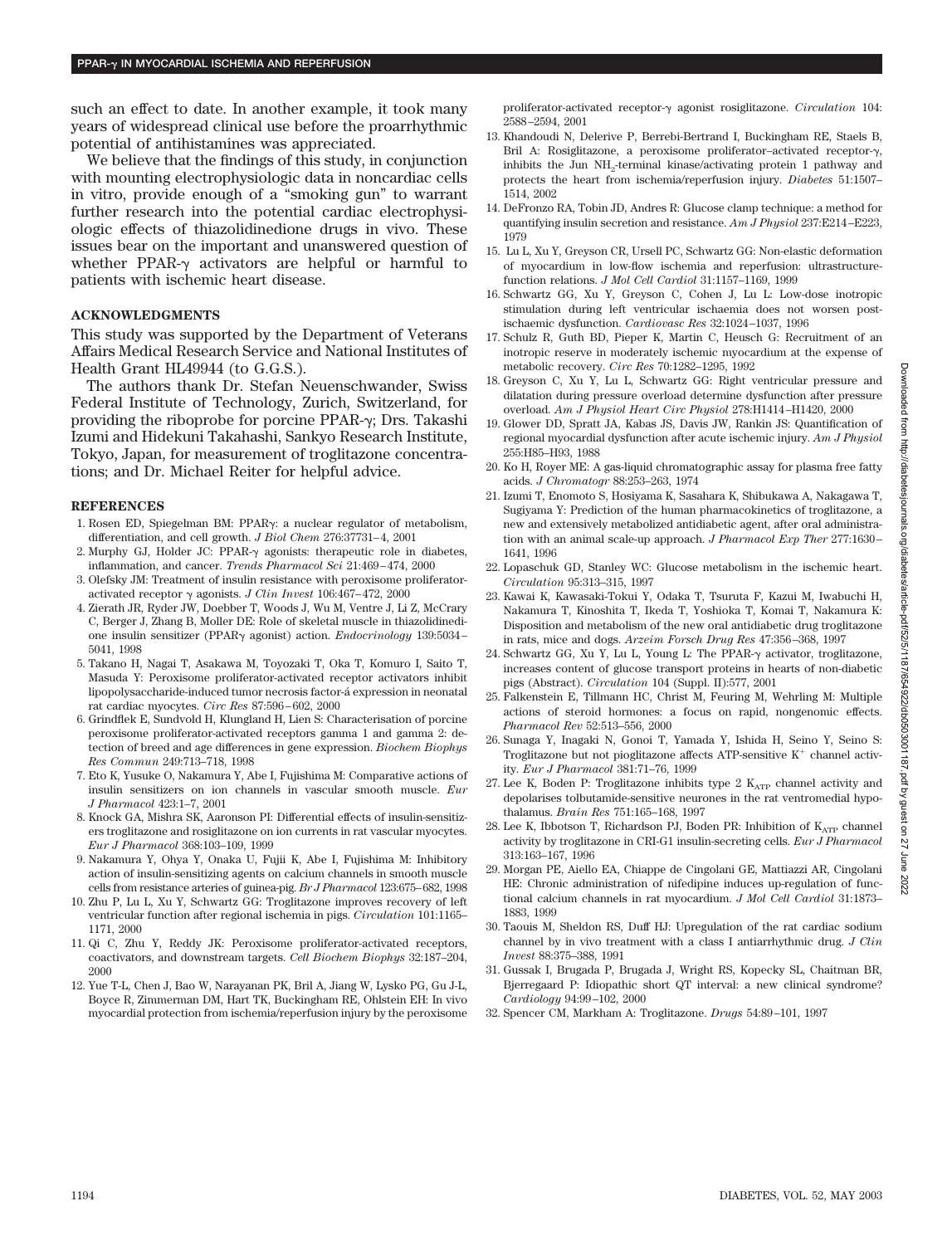such an effect to date. In another example, it took many years of widespread clinical use before the proarrhythmic potential of antihistamines was appreciated.

We believe that the findings of this study, in conjunction with mounting electrophysiologic data in noncardiac cells in vitro, provide enough of a "smoking gun" to warrant further research into the potential cardiac electrophysiologic effects of thiazolidinedione drugs in vivo. These issues bear on the important and unanswered question of whether PPAR-γ activators are helpful or harmful to patients with ischemic heart disease.

## ACKNOWLEDGMENTS

This study was supported by the Department of Veterans Affairs Medical Research Service and National Institutes of Health Grant HL49944 (to G.G.S.).

The authors thank Dr. Stefan Neuenschwander, Swiss Federal Institute of Technology, Zurich, Switzerland, for providing the riboprobe for porcine PPAR-γ; Drs. Takashi Izumi and Hidekuni Takahashi, Sankyo Research Institute, Tokyo, Japan, for measurement of troglitazone concentrations; and Dr. Michael Reiter for helpful advice.

## REFERENCES

1. Rosen ED, Spiegelman BM: PPARγ: a nuclear regulator of metabolism, differentiation, and cell growth. *J Biol Chem* 276:37731–4, 2001
2. Murphy GJ, Holder JC: PPAR-γ agonists: therapeutic role in diabetes, inflammation, and cancer. *Trends Pharmacol Sci* 21:469–474, 2000
3. Olefsky JM: Treatment of insulin resistance with peroxisome proliferator-activated receptor γ agonists. *J Clin Invest* 106:467–472, 2000
4. Zierath JR, Ryder JW, Doebber T, Woods J, Wu M, Ventre J, Li Z, McCrary C, Berger J, Zhang B, Moller DE: Role of skeletal muscle in thiazolidinedione insulin sensitizer (PPARγ agonist) action. *Endocrinology* 139:5034–5041, 1998
5. Takano H, Nagai T, Asakawa M, Toyozaki T, Oka T, Komuro I, Saito T, Masuda Y: Peroxisome proliferator-activated receptor activators inhibit lipopolysaccharide-induced tumor necrosis factor-á expression in neonatal rat cardiac myocytes. *Circ Res* 87:596–602, 2000
6. Grindflek E, Sundvold H, Klungland H, Lien S: Characterisation of porcine peroxisome proliferator-activated receptors gamma 1 and gamma 2: detection of breed and age differences in gene expression. *Biochem Biophys Res Commun* 249:713–718, 1998
7. Eto K, Yusuke O, Nakamura Y, Abe I, Fujishima M: Comparative actions of insulin sensitizers on ion channels in vascular smooth muscle. *Eur J Pharmacol* 423:1–7, 2001
8. Knock GA, Mishra SK, Aaronson PI: Differential effects of insulin-sensitizers troglitazone and rosiglitazone on ion currents in rat vascular myocytes. *Eur J Pharmacol* 368:103–109, 1999
9. Nakamura Y, Ohya Y, Onaka U, Fujii K, Abe I, Fujishima M: Inhibitory action of insulin-sensitizing agents on calcium channels in smooth muscle cells from resistance arteries of guinea-pig. *Br J Pharmacol* 123:675–682, 1998
10. Zhu P, Lu L, Xu Y, Schwartz GG: Troglitazone improves recovery of left ventricular function after regional ischemia in pigs. *Circulation* 101:1165–1171, 2000
11. Qi C, Zhu Y, Reddy JK: Peroxisome proliferator-activated receptors, coactivators, and downstream targets. *Cell Biochem Biophys* 32:187–204, 2000
12. Yue T-L, Chen J, Bao W, Narayanan PK, Bril A, Jiang W, Lysko PG, Gu J-L, Boyce R, Zimmerman DM, Hart TK, Buckingham RE, Ohlstein EH: In vivo myocardial protection from ischemia/reperfusion injury by the peroxisome proliferator-activated receptor-γ agonist rosiglitazone. *Circulation* 104:2588–2594, 2001
13. Khandoudi N, Delerive P, Berrebi-Bertrand I, Buckingham RE, Staels B, Bril A: Rosiglitazone, a peroxisome proliferator–activated receptor-γ, inhibits the Jun $NH_2$-terminal kinase/activating protein 1 pathway and protects the heart from ischemia/reperfusion injury. *Diabetes* 51:1507–1514, 2002
14. DeFronzo RA, Tobin JD, Andres R: Glucose clamp technique: a method for quantifying insulin secretion and resistance. *Am J Physiol* 237:E214–E223, 1979
15. Lu L, Xu Y, Greyson CR, Ursell PC, Schwartz GG: Non-elastic deformation of myocardium in low-flow ischemia and reperfusion: ultrastructure-function relations. *J Mol Cell Cardiol* 31:1157–1169, 1999
16. Schwartz GG, Xu Y, Greyson C, Cohen J, Lu L: Low-dose inotropic stimulation during left ventricular ischaemia does not worsen post-ischaemic dysfunction. *Cardiovasc Res* 32:1024–1037, 1996
17. Schulz R, Guth BD, Pieper K, Martin C, Heusch G: Recruitment of an inotropic reserve in moderately ischemic myocardium at the expense of metabolic recovery. *Circ Res* 70:1282–1295, 1992
18. Greyson C, Xu Y, Lu L, Schwartz GG: Right ventricular pressure and dilatation during pressure overload determine dysfunction after pressure overload. *Am J Physiol Heart Circ Physiol* 278:H1414–H1420, 2000
19. Glower DD, Spratt JA, Kabas JS, Davis JW, Rankin JS: Quantification of regional myocardial dysfunction after acute ischemic injury. *Am J Physiol* 255:H85–H93, 1988
20. Ko H, Royer ME: A gas-liquid chromatographic assay for plasma free fatty acids. *J Chromatogr* 88:253–263, 1974
21. Izumi T, Enomoto S, Hosiyama K, Sasahara K, Shibukawa A, Nakagawa T, Sugiyama Y: Prediction of the human pharmacokinetics of troglitazone, a new and extensively metabolized antidiabetic agent, after oral administration with an animal scale-up approach. *J Pharmacol Exp Ther* 277:1630–1641, 1996
22. Lopaschuk GD, Stanley WC: Glucose metabolism in the ischemic heart. *Circulation* 95:313–315, 1997
23. Kawai K, Kawasaki-Tokui Y, Odaka T, Tsuruta F, Kazui M, Iwabuchi H, Nakamura T, Kinoshita T, Ikeda T, Yoshioka T, Komai T, Nakamura K: Disposition and metabolism of the new oral antidiabetic drug troglitazone in rats, mice and dogs. *Arzeim Forsch Drug Res* 47:356–368, 1997
24. Schwartz GG, Xu Y, Lu L, Young L: The PPAR-γ activator, troglitazone, increases content of glucose transport proteins in hearts of non-diabetic pigs (Abstract). *Circulation* 104 (Suppl. II):577, 2001
25. Falkenstein E, Tillmann HC, Christ M, Feuring M, Wehrling M: Multiple actions of steroid hormones: a focus on rapid, nongenomic effects. *Pharmacol Rev* 52:513–556, 2000
26. Sunaga Y, Inagaki N, Gonoi T, Yamada Y, Ishida H, Seino Y, Seino S: Troglitazone but not pioglitazone affects ATP-sensitive $K^+$ channel activity. *Eur J Pharmacol* 381:71–76, 1999
27. Lee K, Boden P: Troglitazone inhibits type 2 $K_{ATP}$ channel activity and depolarises tolbutamide-sensitive neurones in the rat ventromedial hypothalamus. *Brain Res* 751:165–168, 1997
28. Lee K, Ibbotson T, Richardson PJ, Boden PR: Inhibition of $K_{ATP}$ channel activity by troglitazone in CRI-G1 insulin-secreting cells. *Eur J Pharmacol* 313:163–167, 1996
29. Morgan PE, Aiello EA, Chiappe de Cingolani GE, Mattiazzi AR, Cingolani HE: Chronic administration of nifedipine induces up-regulation of functional calcium channels in rat myocardium. *J Mol Cell Cardiol* 31:1873–1883, 1999
30. Taouis M, Sheldon RS, Duff HJ: Upregulation of the rat cardiac sodium channel by in vivo treatment with a class I antiarrhythmic drug. *J Clin Invest* 88:375–388, 1991
31. Gussak I, Brugada P, Brugada J, Wright RS, Kopecky SL, Chaitman BR, Bjerregaard P: Idiopathic short QT interval: a new clinical syndrome? *Cardiology* 94:99–102, 2000
32. Spencer CM, Markham A: Troglitazone. *Drugs* 54:89–101, 1997